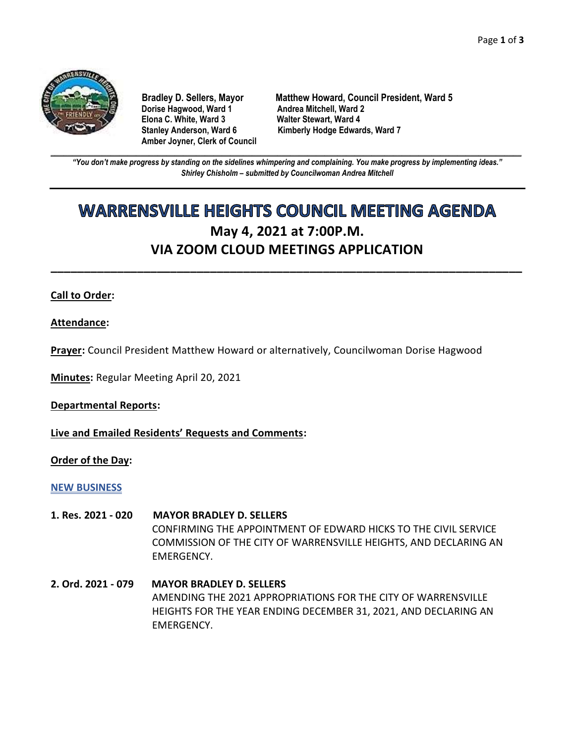Bradley D. Sellers, Mayor
Dorise Hagwood, Ward 1
Elona C. White, Ward 3
Stanley Anderson, Ward 6
Amber Joyner, Clerk of Council

Matthew Howard, Council President, Ward 5
Andrea Mitchell, Ward 2
Walter Stewart, Ward 4
Kimberly Hodge Edwards, Ward 7

*"You don't make progress by standing on the sidelines whimpering and complaining. You make progress by implementing ideas."*
*Shirley Chisholm – submitted by Councilwoman Andrea Mitchell*

# WARRENSVILLE HEIGHTS COUNCIL MEETING AGENDA

## May 4, 2021 at 7:00P.M.
## VIA ZOOM CLOUD MEETINGS APPLICATION

**Call to Order:**

**Attendance:**

**Prayer:** Council President Matthew Howard or alternatively, Councilwoman Dorise Hagwood

**Minutes:** Regular Meeting April 20, 2021

**Departmental Reports:**

**Live and Emailed Residents' Requests and Comments:**

**Order of the Day:**

**NEW BUSINESS**

**1. Res. 2021 - 020** **MAYOR BRADLEY D. SELLERS**
CONFIRMING THE APPOINTMENT OF EDWARD HICKS TO THE CIVIL SERVICE COMMISSION OF THE CITY OF WARRENSVILLE HEIGHTS, AND DECLARING AN EMERGENCY.

**2. Ord. 2021 - 079** **MAYOR BRADLEY D. SELLERS**
AMENDING THE 2021 APPROPRIATIONS FOR THE CITY OF WARRENSVILLE HEIGHTS FOR THE YEAR ENDING DECEMBER 31, 2021, AND DECLARING AN EMERGENCY.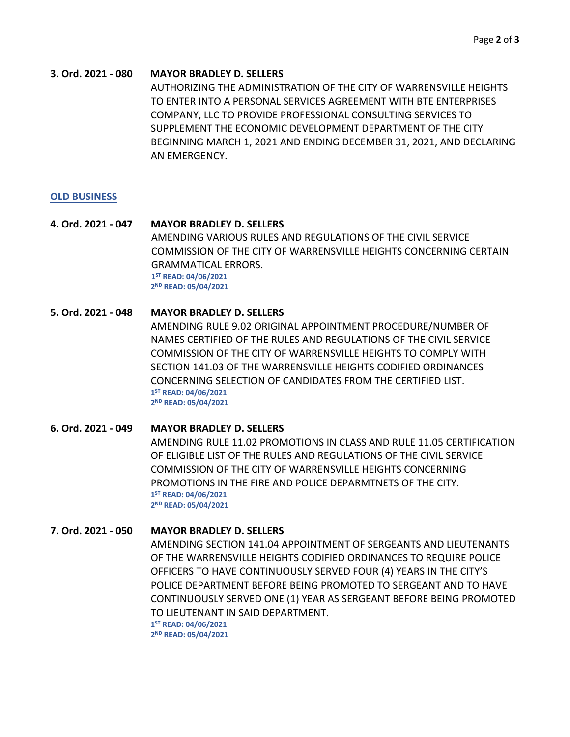**3. Ord. 2021 - 080 MAYOR BRADLEY D. SELLERS**

AUTHORIZING THE ADMINISTRATION OF THE CITY OF WARRENSVILLE HEIGHTS TO ENTER INTO A PERSONAL SERVICES AGREEMENT WITH BTE ENTERPRISES COMPANY, LLC TO PROVIDE PROFESSIONAL CONSULTING SERVICES TO SUPPLEMENT THE ECONOMIC DEVELOPMENT DEPARTMENT OF THE CITY BEGINNING MARCH 1, 2021 AND ENDING DECEMBER 31, 2021, AND DECLARING AN EMERGENCY.

## OLD BUSINESS

**4. Ord. 2021 - 047 MAYOR BRADLEY D. SELLERS**

AMENDING VARIOUS RULES AND REGULATIONS OF THE CIVIL SERVICE COMMISSION OF THE CITY OF WARRENSVILLE HEIGHTS CONCERNING CERTAIN GRAMMATICAL ERRORS.

**1ST READ: 04/06/2021**
**2ND READ: 05/04/2021**

**5. Ord. 2021 - 048 MAYOR BRADLEY D. SELLERS**

AMENDING RULE 9.02 ORIGINAL APPOINTMENT PROCEDURE/NUMBER OF NAMES CERTIFIED OF THE RULES AND REGULATIONS OF THE CIVIL SERVICE COMMISSION OF THE CITY OF WARRENSVILLE HEIGHTS TO COMPLY WITH SECTION 141.03 OF THE WARRENSVILLE HEIGHTS CODIFIED ORDINANCES CONCERNING SELECTION OF CANDIDATES FROM THE CERTIFIED LIST.

**1ST READ: 04/06/2021**
**2ND READ: 05/04/2021**

**6. Ord. 2021 - 049 MAYOR BRADLEY D. SELLERS**

AMENDING RULE 11.02 PROMOTIONS IN CLASS AND RULE 11.05 CERTIFICATION OF ELIGIBLE LIST OF THE RULES AND REGULATIONS OF THE CIVIL SERVICE COMMISSION OF THE CITY OF WARRENSVILLE HEIGHTS CONCERNING PROMOTIONS IN THE FIRE AND POLICE DEPARMTNETS OF THE CITY.

**1ST READ: 04/06/2021**
**2ND READ: 05/04/2021**

**7. Ord. 2021 - 050 MAYOR BRADLEY D. SELLERS**

AMENDING SECTION 141.04 APPOINTMENT OF SERGEANTS AND LIEUTENANTS OF THE WARRENSVILLE HEIGHTS CODIFIED ORDINANCES TO REQUIRE POLICE OFFICERS TO HAVE CONTINUOUSLY SERVED FOUR (4) YEARS IN THE CITY'S POLICE DEPARTMENT BEFORE BEING PROMOTED TO SERGEANT AND TO HAVE CONTINUOUSLY SERVED ONE (1) YEAR AS SERGEANT BEFORE BEING PROMOTED TO LIEUTENANT IN SAID DEPARTMENT.

**1ST READ: 04/06/2021**
**2ND READ: 05/04/2021**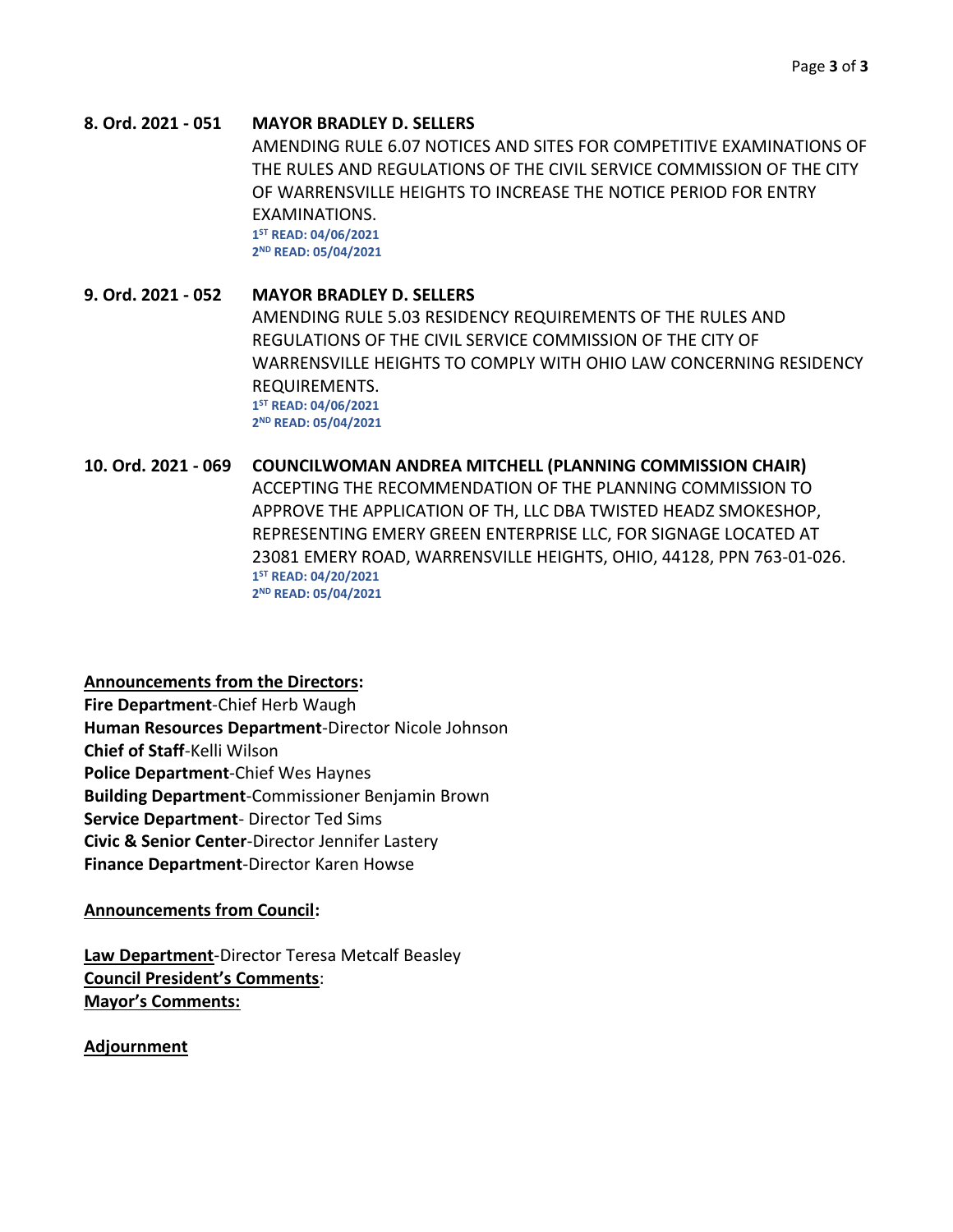**8. Ord. 2021 - 051** **MAYOR BRADLEY D. SELLERS**

AMENDING RULE 6.07 NOTICES AND SITES FOR COMPETITIVE EXAMINATIONS OF THE RULES AND REGULATIONS OF THE CIVIL SERVICE COMMISSION OF THE CITY OF WARRENSVILLE HEIGHTS TO INCREASE THE NOTICE PERIOD FOR ENTRY EXAMINATIONS.

**1ST READ: 04/06/2021**
**2ND READ: 05/04/2021**

**9. Ord. 2021 - 052** **MAYOR BRADLEY D. SELLERS**

AMENDING RULE 5.03 RESIDENCY REQUIREMENTS OF THE RULES AND REGULATIONS OF THE CIVIL SERVICE COMMISSION OF THE CITY OF WARRENSVILLE HEIGHTS TO COMPLY WITH OHIO LAW CONCERNING RESIDENCY REQUIREMENTS.

**1ST READ: 04/06/2021**
**2ND READ: 05/04/2021**

**10. Ord. 2021 - 069** **COUNCILWOMAN ANDREA MITCHELL (PLANNING COMMISSION CHAIR)**

ACCEPTING THE RECOMMENDATION OF THE PLANNING COMMISSION TO APPROVE THE APPLICATION OF TH, LLC DBA TWISTED HEADZ SMOKESHOP, REPRESENTING EMERY GREEN ENTERPRISE LLC, FOR SIGNAGE LOCATED AT 23081 EMERY ROAD, WARRENSVILLE HEIGHTS, OHIO, 44128, PPN 763-01-026.

**1ST READ: 04/20/2021**
**2ND READ: 05/04/2021**

**Announcements from the Directors:**

**Fire Department**-Chief Herb Waugh
**Human Resources Department**-Director Nicole Johnson
**Chief of Staff**-Kelli Wilson
**Police Department**-Chief Wes Haynes
**Building Department**-Commissioner Benjamin Brown
**Service Department**- Director Ted Sims
**Civic & Senior Center**-Director Jennifer Lastery
**Finance Department**-Director Karen Howse

**Announcements from Council:**

**Law Department**-Director Teresa Metcalf Beasley
**Council President's Comments**:
**Mayor's Comments:**

**Adjournment**